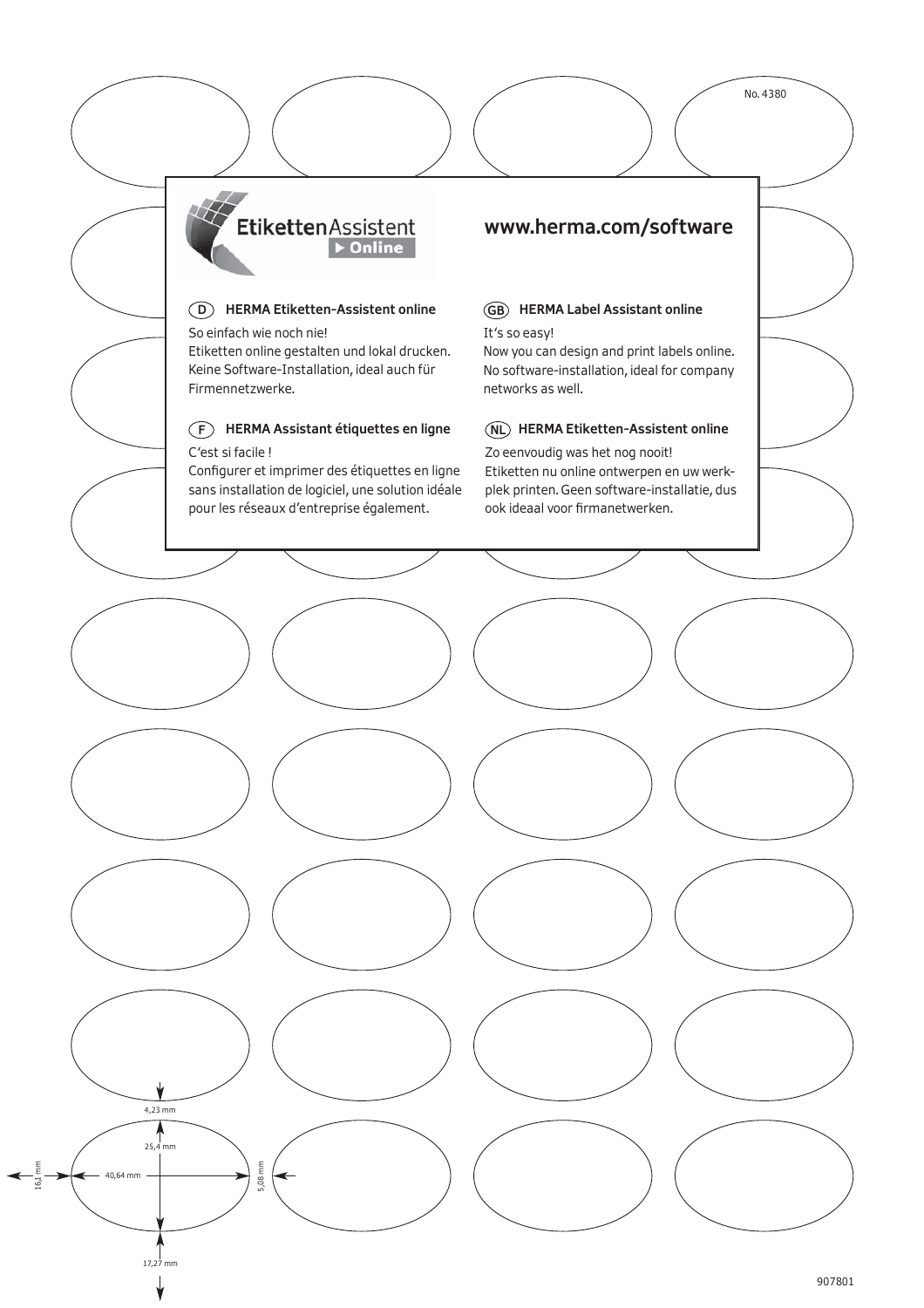No. 4380

EtikettenAssistent ▶ Online

**www.herma.com/software**

### (D) HERMA Etiketten-Assistent online

So einfach wie noch nie!
Etiketten online gestalten und lokal drucken. Keine Software-Installation, ideal auch für Firmennetzwerke.

### (GB) HERMA Label Assistant online

It's so easy!
Now you can design and print labels online. No software-installation, ideal for company networks as well.

### (F) HERMA Assistant étiquettes en ligne

C'est si facile !
Configurer et imprimer des étiquettes en ligne sans installation de logiciel, une solution idéale pour les réseaux d'entreprise également.

### (NL) HERMA Etiketten-Assistent online

Zo eenvoudig was het nog nooit!
Etiketten nu online ontwerpen en uw werkplek printen. Geen software-installatie, dus ook ideaal voor firmanetwerken.

4,23 mm

25,4 mm

16,1 mm

40,64 mm

5,08 mm

17,27 mm

907801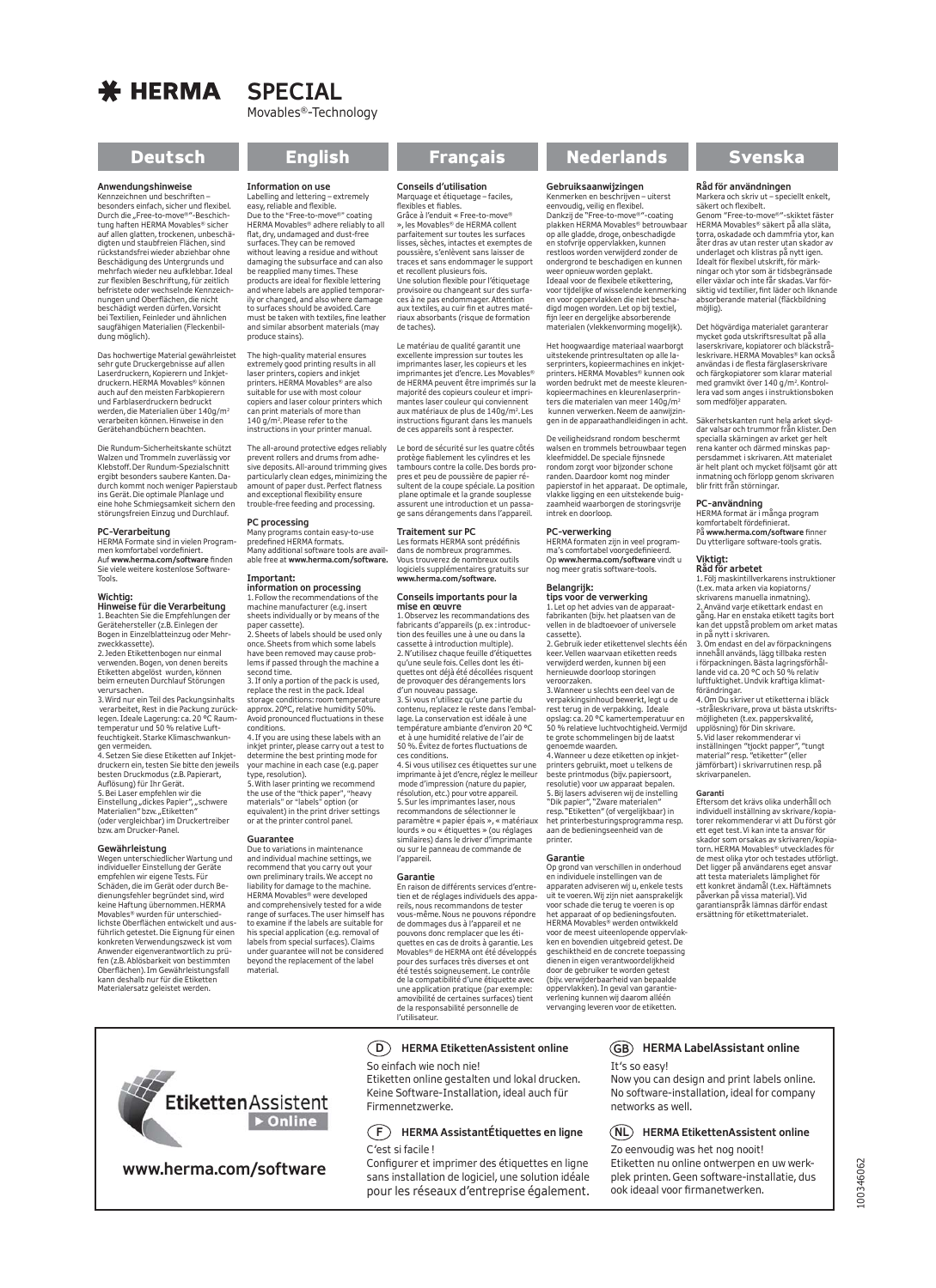# HERMA SPECIAL

Movables®-Technology

## Deutsch

### Anwendungshinweise

Kennzeichnen und beschriften – besonders einfach, sicher und flexibel. Durch die „Free-to-move®"-Beschichtung haften HERMA Movables® sicher auf allen glatten, trockenen, unbeschädigten und staubfreien Flächen, sind rückstandsfrei wieder abziehbar ohne Beschädigung des Untergrunds und mehrfach wieder neu aufklebbar. Ideal zur flexiblen Beschriftung, für zeitlich befristete oder wechselnde Kennzeichnungen und Oberflächen, die nicht beschädigt werden dürfen. Vorsicht bei Textilien, Feinleder und ähnlichen saugfähigen Materialien (Fleckenbildung möglich).

Das hochwertige Material gewährleistet sehr gute Druckergebnisse auf allen Laserdruckern, Kopierern und Inkjetdruckern. HERMA Movables® können auch auf den meisten Farbkopierern und Farblaserdruckern bedruckt werden, die Materialien über 140g/m² verarbeiten können. Hinweise in den Gerätehandbüchern beachten.

Die Rundum-Sicherheitskante schützt Walzen und Trommeln zuverlässig vor Klebstoff. Der Rundum-Spezialschnitt ergibt besonders saubere Kanten. Dadurch kommt noch weniger Papierstaub ins Gerät. Die optimale Planlage und eine hohe Schmiegsamkeit sichern den störungsfreien Einzug und Durchlauf.

### PC-Verarbeitung

HERMA Formate sind in vielen Programmen komfortabel vordefiniert. Auf **www.herma.com/software** finden Sie viele weitere kostenlose Software-Tools.

### Wichtig: Hinweise für die Verarbeitung

1. Beachten Sie die Empfehlungen der Gerätehersteller (z.B. Einlegen der Bogen in Einzelblatteinzug oder Mehrzweckkassette).
2. Jeden Etikettenbogen nur einmal verwenden. Bogen, von denen bereits Etiketten abgelöst wurden, können beim erneuten Durchlauf Störungen verursachen.
3. Wird nur ein Teil des Packungsinhalts verarbeitet, Rest in die Packung zurücklegen. Ideale Lagerung: ca. 20 °C Raumtemperatur und 50 % relative Luftfeuchtigkeit. Starke Klimaschwankungen vermeiden.
4. Setzen Sie diese Etiketten auf Inkjetdruckern ein, testen Sie bitte den jeweils besten Druckmodus (z.B. Papierart, Auflösung) für Ihr Gerät.
5. Bei Laser empfehlen wir die Einstellung „dickes Papier", „schwere Materialien" bzw. „Etiketten" (oder vergleichbar) im Druckertreiber bzw. am Drucker-Panel.

### Gewährleistung

Wegen unterschiedlicher Wartung und individueller Einstellung der Geräte empfehlen wir eigene Tests. Für Schäden, die im Gerät oder durch Bedienungsfehler begründet sind, wird keine Haftung übernommen. HERMA Movables® wurden für unterschiedlichste Oberflächen entwickelt und ausführlich getestet. Die Eignung für einen konkreten Verwendungszweck ist vom Anwender eigenverantwortlich zu prüfen (z.B. Ablösbarkeit von bestimmten Oberflächen). Im Gewährleistungsfall kann deshalb nur für die Etiketten Materialersatz geleistet werden.

## English

### Information on use

Labelling and lettering – extremely easy, reliable and flexible. Due to the "Free-to-move®" coating HERMA Movables® adhere reliably to all flat, dry, undamaged and dust-free surfaces. They can be removed without leaving a residue and without damaging the subsurface and can also be reapplied many times. These products are ideal for flexible lettering and where labels are applied temporarily or changed, and also where damage to surfaces should be avoided. Care must be taken with textiles, fine leather and similar absorbent materials (may produce stains).

The high-quality material ensures extremely good printing results in all laser printers, copiers and inkjet printers. HERMA Movables® are also suitable for use with most colour copiers and laser colour printers which can print materials of more than 140 g/m². Please refer to the instructions in your printer manual.

The all-around protective edges reliably prevent rollers and drums from adhesive deposits. All-around trimming gives particularly clean edges, minimizing the amount of paper dust. Perfect flatness and exceptional flexibility ensure trouble-free feeding and processing.

### PC processing

Many programs contain easy-to-use predefined HERMA formats. Many additional software tools are available free at **www.herma.com/software.**

### Important: information on processing

1. Follow the recommendations of the machine manufacturer (e.g. insert sheets individually or by means of the paper cassette).
2. Sheets of labels should be used only once. Sheets from which some labels have been removed may cause problems if passed through the machine a second time.
3. If only a portion of the pack is used, replace the rest in the pack. Ideal storage conditions: room temperature approx. 20°C, relative humidity 50%. Avoid pronounced fluctuations in these conditions.
4. If you are using these labels with an inkjet printer, please carry out a test to determine the best printing mode for your machine in each case (e.g. paper type, resolution).
5. With laser printing we recommend the use of the "thick paper", "heavy materials" or "labels" option (or equivalent) in the print driver settings or at the printer control panel.

### Guarantee

Due to variations in maintenance and individual machine settings, we recommend that you carry out your own preliminary trails. We accept no liability for damage to the machine. HERMA Movables® were developed and comprehensively tested for a wide range of surfaces. The user himself has to examine if the labels are suitable for his special application (e.g. removal of labels from special surfaces). Claims under guarantee will not be considered beyond the replacement of the label material.

## Français

### Conseils d'utilisation

Marquage et étiquetage – faciles, flexibles et fiables. Grâce à l'enduit « Free-to-move® », les Movables® de HERMA collent parfaitement sur toutes les surfaces lisses, sèches, intactes et exemptes de poussière, s'enlèvent sans laisser de traces et sans endommager le support et recollent plusieurs fois. Une solution flexible pour l'étiquetage provisoire ou changeant sur des surfaces à ne pas endommager. Attention aux textiles, au cuir fin et autres matériaux absorbants (risque de formation de taches).

Le matériau de qualité garantit une excellente impression sur toutes les imprimantes laser, les copieurs et les imprimantes jet d'encre. Les Movables® de HERMA peuvent être imprimés sur la majorité des copieurs couleur et imprimantes laser couleur qui conviennent aux matériaux de plus de 140 g/m². Les instructions figurant dans les manuels de ces appareils sont à respecter.

Le bord de sécurité sur les quatre côtés protège fiablement les cylindres et les tambours contre la colle. Des bords propres et peu de poussière de papier résultent de la coupe spéciale. La position plane optimale et la grande souplesse assurent une introduction et un passage sans dérangements dans l'appareil.

### Traitement sur PC

Les formats HERMA sont prédéfinis dans de nombreux programmes. Vous trouverez de nombreux outils logiciels supplémentaires gratuits sur **www.herma.com/software.**

### Conseils importants pour la mise en œuvre

1. Observez les recommandations des fabricants d'appareils (p. ex : introduction des feuilles une à une ou dans la cassette à introduction multiple).
2. N'utilisez chaque feuille d'étiquettes qu'une seule fois. Celles dont les étiquettes ont déjà été décollées risquent de provoquer des dérangements lors d'un nouveau passage.
3. Si vous n'utilisez qu'une partie du contenu, replacez le reste dans l'emballage. La conservation est idéale à une température ambiante d'environ 20 °C et à une humidité relative de l'air de 50 %. Évitez de fortes fluctuations de ces conditions.
4. Si vous utilisez ces étiquettes sur une imprimante à jet d'encre, réglez le meilleur mode d'impression (nature du papier, résolution, etc.) pour votre appareil.
5. Sur les imprimantes laser, nous recommandons de sélectionner le paramètre « papier épais », « matériaux lourds » ou « étiquettes » (ou réglages similaires) dans le driver d'imprimante ou sur le panneau de commande de l'appareil.

### Garantie

En raison de différents services d'entretien et de réglages individuels des appareils, nous recommandons de tester vous-même. Nous ne pouvons répondre de dommages dus à l'appareil et ne pouvons donc remplacer que les étiquettes en cas de droits à garantie. Les Movables® de HERMA ont été développés pour des surfaces très diverses et ont été testés soigneusement. Le contrôle de la compatibilité d'une étiquette avec une application pratique (par exemple: amovibilité de certaines surfaces) tient de la responsabilité personnelle de l'utilisateur.

## Nederlands

### Gebruiksaanwijzingen

Kenmerken en beschrijven – uiterst eenvoudig, veilig en flexibel. Dankzij de "Free-to-move®"-coating plakken HERMA Movables® betrouwbaar op alle gladde, droge, onbeschadigde en stofvrije oppervlakken, kunnen restloos worden verwijderd zonder de ondergrond te beschadigen en kunnen weer opnieuw worden geplakt. Ideaal voor de flexibele etikettering, voor tijdelijke of wisselende kenmerking en voor oppervlakken die niet beschadigd mogen worden. Let op bij textiel, fijn leer en dergelijke absorberende materialen (vlekkenvorming mogelijk).

Het hoogwaardige materiaal waarborgt uitstekende printresultaten op alle laserprinters, kopieermachines en inkjetprinters. HERMA Movables® kunnen ook worden bedrukt met de meeste kleurenkopieermachines en kleurenlaserprinters die materialen van meer dan 140g/m² kunnen verwerken. Neem de aanwijzingen in de apparaathandleidingen in acht.

De veiligheidsrand rondom beschermt walsen en trommels betrouwbaar tegen kleefmiddel. De speciale fijnsnede rondom zorgt voor bijzonder schone randen. Daardoor komt nog minder papierstof in het apparaat. De optimale, vlakke ligging en een uitstekende buigzaamheid waarborgen de storingsvrije intrek en doorloop.

### PC-verwerking

HERMA formaten zijn in veel programma's comfortabel voorgedefinieerd. Op **www.herma.com/software** vindt u nog meer gratis software-tools.

### Belangrijk: tips voor de verwerking

1. Let op het advies van de apparaatfabrikanten (bijv. het plaatsen van de vellen in de bladtoevoer of universele cassette).
2. Gebruik ieder etiketvel slechts één keer. Vellen waarvaan etiketten reeds verwijderd werden, kunnen bij een hernieuwde doorloop storingen veroorzaken.
3. Wanneer u slechts een deel van de verpakkingsinhoud bewerkt, legt u de rest terug in de verpakking. Ideale opslag: ca. 20 °C kamertemperatuur en 50 % relatieve luchtvochtigheid. Vermijd te grote schommelingen bij de laatst genoemde waarden.
4. Wanneer u deze etiketten op inkjetprinters gebruikt, moet u telkens de beste printmodus (bijv. papiersoort, resolutie) voor uw apparaat bepalen.
5. Bij lasers adviseren wij de instelling "Dik papier", "Zware materialen" resp. "Etiketten" (of vergelijkbaar) in het printerbesturingsprogramma resp. aan de bedieningseenheid van de printer.

### Garantie

Op grond van verschillen in onderhoud en individuele instellingen van de apparaten adviseren wij u, enkele tests uit te voeren. Wij zijn niet aansprakelijk voor schade die terug te voeren is op het apparaat of op bedieningsfouten. HERMA Movables® werden ontwikkeld voor de meest uiteenlopende oppervlakken en bovendien uitgebreid getest. De geschiktheid en de concrete toepassing dienen in eigen verantwoordelijkheid door de gebruiker te worden getest (bijv. verwijderbaarheid van bepaalde oppervlakken). In geval van garantieverlening kunnen wij daarom alléén vervanging leveren voor de etiketten.

## Svenska

### Råd för användningen

Markera och skriv ut – speciellt enkelt, säkert och flexibelt. Genom "Free-to-move®"-skiktet fäster HERMA Movables® säkert på alla släta, torra, oskadade och dammfria ytor, kan åter dras av utan rester utan skador av underlaget och klistras på nytt igen. Idealt för flexibel utskrift, för märkningar och ytor som är tidsbegränsade eller växlar och inte får skadas. Var försiktig vid textilier, fint läder och liknande absorberande material (fläckbildning möjlig).

Det högvärdiga materialet garanterar mycket goda utskriftsresultat på alla laserskrivare, kopiatorer och bläckstråleskrivare. HERMA Movables® kan också användas i de flesta färglaserskrivare och färgkopiatorer som klarar material med gramvikt över 140 g/m². Kontrollera vad som anges i instruktionsboken som medföljer apparaten.

Säkerhetskanten runt hela arket skyddar valsar och trummor från klister. Den speciella skärningen av arket ger helt rena kanter och därmed minskas pappersdammet i skrivaren. Att materialet är helt plant och mycket följsamt gör att inmatning och förlopp genom skrivaren blir fritt från störningar.

### PC-användning

HERMA format är i många program komfortabelt fördefinierat. På **www.herma.com/software** finner Du ytterligare software-tools gratis.

### Viktigt: Råd för arbetet

1. Följ maskintillverkarens instruktioner (t.ex. mata arken via kopiatorns/skrivarens manuella inmatning).
2. Använd varje etikettark endast en gång. Har en enstaka etikett tagits bort kan det uppstå problem om arket matas in på nytt i skrivaren.
3. Om endast en del av förpackningens innehåll används, lägg tillbaka resten i förpackningen. Bästa lagringsförhållande vid ca. 20 °C och 50 % relativ luftfuktighet. Undvik kraftiga klimatförändringar.
4. Om Du skriver ut etiketterna i bläck-stråleskrivare, prova ut bästa utskriftsmöjligheten (t.ex. papperskvalité, upplösning) för Din skrivare.
5. Vid laser rekommenderar vi inställningen "tjockt papper", "tungt material" resp. "etiketter" (eller jämförbart) i skrivarrutinen resp. på skrivarpanelen.

### Garanti

Eftersom det krävs olika underhåll och individuell inställning av skrivare/kopiatorer rekommenderar vi att Du först gör ett eget test. Vi kan inte ta ansvar för skador som orsakas av skrivaren/kopiatorn. HERMA Movables® utvecklades för de mest olika ytor och testades utförligt. Det ligger på användarens eget ansvar att testa materialets lämplighet för ett konkret ändamål (t.ex. Häftämnets påverkan på vissa material). Vid garantianspråk lämnas därför endast ersättning för etikettmaterialet.

---

EtikettenAssistent Online

**www.herma.com/software**

**(D) HERMA EtikettenAssistent online**

So einfach wie noch nie!
Etiketten online gestalten und lokal drucken. Keine Software-Installation, ideal auch für Firmennetzwerke.

**(GB) HERMA LabelAssistant online**

It's so easy!
Now you can design and print labels online. No software-installation, ideal for company networks as well.

**(F) HERMA AssistantÉtiquettes en ligne**

C'est si facile !
Configurer et imprimer des étiquettes en ligne sans installation de logiciel, une solution idéale pour les réseaux d'entreprise également.

**(NL) HERMA EtikettenAssistent online**

Zo eenvoudig was het nog nooit!
Etiketten nu online ontwerpen en uw werkplek printen. Geen software-installatie, dus ook ideaal voor firmanetwerken.

100346062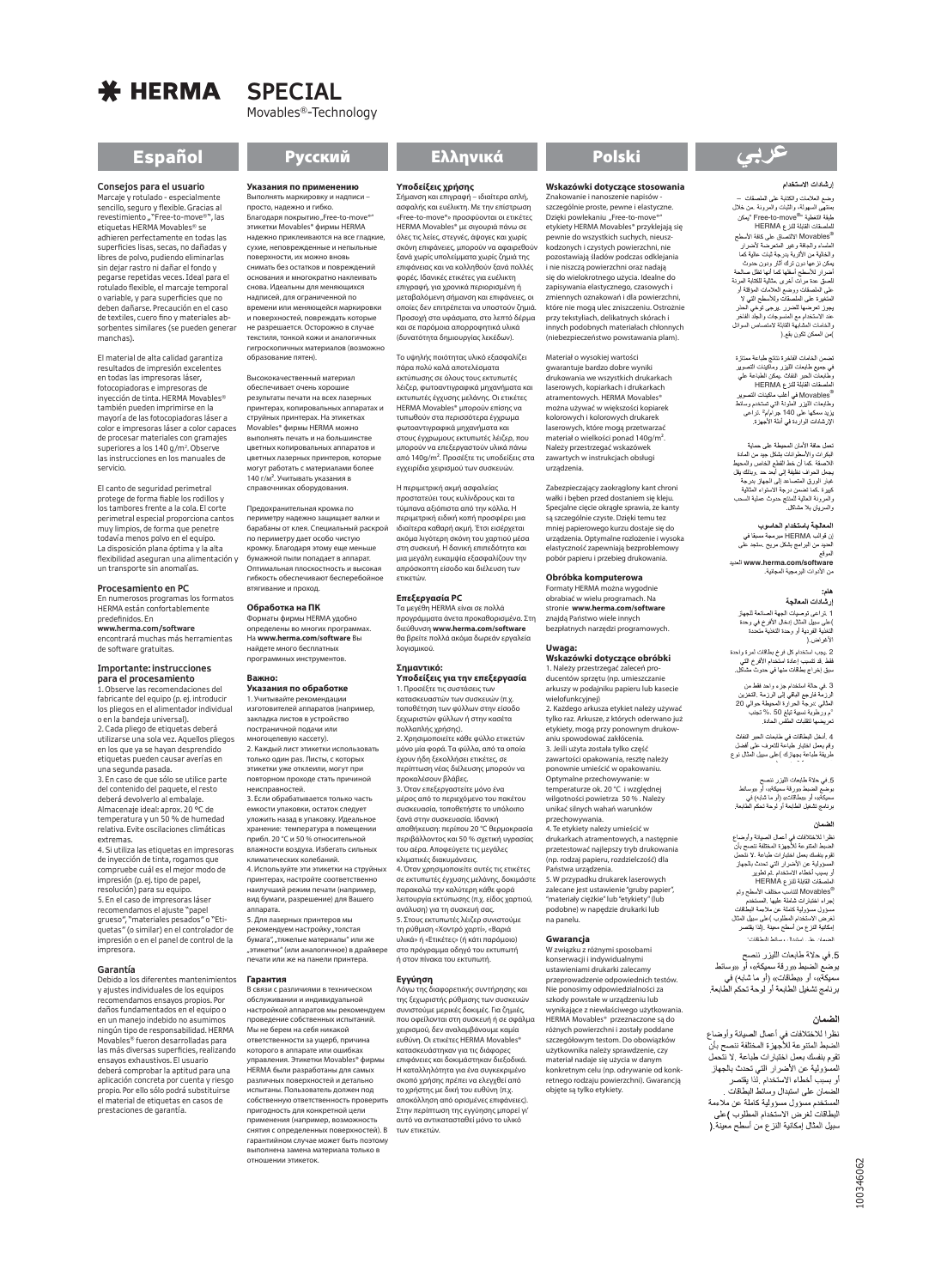# ✱ HERMA SPECIAL

Movables®-Technology

## Español

### Consejos para el usuario

Marcaje y rotulado - especialmente sencillo, seguro y flexible. Gracias al revestimiento „"Free-to-move®", las etiquetas HERMA Movables® se adhieren perfectamente en todas las superficies lisas, secas, no dañadas y libres de polvo, pudiendo eliminarlas sin dejar rastro ni dañar el fondo y pegarse repetidas veces. Ideal para el rotulado flexible, el marcaje temporal o variable, y para superficies que no deben dañarse. Precaución en el caso de textiles, cuero fino y materiales absorbentes similares (se pueden generar manchas).

El material de alta calidad garantiza resultados de impresión excelentes en todas las impresoras láser, fotocopiadoras e impresoras de inyección de tinta. HERMA Movables® también pueden imprimirse en la mayoría de las fotocopiadoras láser a color e impresoras láser a color capaces de procesar materiales con gramajes superiores a los 140 g/m². Observe las instrucciones en los manuales de servicio.

El canto de seguridad perimetral protege de forma fiable los rodillos y los tambores frente a la cola. El corte perimetral especial proporciona cantos muy limpios, de forma que penetre todavía menos polvo en el equipo. La disposición plana óptima y la alta flexibilidad aseguran una alimentación y un transporte sin anomalías.

### Procesamiento en PC

En numerosos programas los formatos HERMA están confortablemente predefinidos. En **www.herma.com/software** encontrará muchas más herramientas de software gratuitas.

### Importante: instrucciones para el procesamiento

1. Observe las recomendaciones del fabricante del equipo (p. ej. introducir los pliegos en el alimentador individual o en la bandeja universal).
2. Cada pliego de etiquetas deberá utilizarse una sola vez. Aquellos pliegos en los que ya se hayan desprendido etiquetas pueden causar averías en una segunda pasada.
3. En caso de que sólo se utilice parte del contenido del paquete, el resto deberá devolverlo al embalaje. Almacenaje ideal: aprox. 20 ºC de temperatura y un 50 % de humedad relativa. Evite oscilaciones climáticas extremas.
4. Si utiliza las etiquetas en impresoras de inyección de tinta, rogamos que compruebe cuál es el mejor modo de impresión (p. ej. tipo de papel, resolución) para su equipo.
5. En el caso de impresoras láser recomendamos el ajuste "papel grueso", "materiales pesados" o "Etiquetas" (o similar) en el controlador de impresión o en el panel de control de la impresora.

### Garantía

Debido a los diferentes mantenimientos y ajustes individuales de los equipos recomendamos ensayos propios. Por daños fundamentados en el equipo o en un manejo indebido no asumimos ningún tipo de responsabilidad. HERMA Movables® fueron desarrolladas para las más diversas superficies, realizando ensayos exhaustivos. El usuario deberá comprobar la aptitud para una aplicación concreta por cuenta y riesgo propio. Por ello sólo podrá substituirse el material de etiquetas en casos de prestaciones de garantía.

## Русский

### Указания по применению

Выполнять маркировку и надписи – просто, надежно и гибко. Благодаря покрытию „Free-to-move®" этикетки Movables® фирмы HERMA надежно приклеиваются на все гладкие, сухие, неповрежденные и непыльные поверхности, их можно вновь снимать без остатков и повреждений основания и многократно наклеивать снова. Идеальны для меняющихся надписей, для ограниченной по времени или меняющейся маркировки и поверхностей, повреждать которые не разрешается. Осторожно в случае текстиля, тонкой кожи и аналогичных гигроскопичных материалов (возможно образование пятен).

Высококачественный материал обеспечивает очень хорошие результаты печати на всех лазерных принтерах, копировальных аппаратах и струйных принтерах. На этикетках Movables® фирмы HERMA можно выполнять печать и на большинстве цветных копировальных аппаратов и цветных лазерных принтеров, которые могут работать с материалами более 140 г/м². Учитывать указания в справочниках оборудования.

Предохранительная кромка по периметру надежно защищает валки и барабаны от клея. Специальный раскрой по периметру дает особо чистую кромку. Благодаря этому еще меньше бумажной пыли попадает в аппарат. Оптимальная плоскостность и высокая гибкость обеспечивают бесперебойное втягивание и проход.

### Обработка на ПК

Форматы фирмы HERMA удобно определены во многих программах. На **www.herma.com/software** Вы найдете много бесплатных программных инструментов.

### Важно: Указания по обработке

1. Учитывайте рекомендации изготовителей аппаратов (например, закладка листов в устройство постраничной подачи или многоцелевую кассету).
2. Каждый лист этикеток использовать только один раз. Листы, с которых этикетки уже отклеили, могут при повторном проходе стать причиной неисправностей.
3. Если обрабатывается только часть емкости упаковки, остаток следует уложить назад в упаковку. Идеальное хранение: температура в помещении прибл. 20 °С и 50 % относительной влажности воздуха. Избегать сильных климатических колебаний.
4. Используйте эти этикетки на струйных принтерах, настройте соответственно наилучший режим печати (например, вид бумаги, разрешение) для Вашего аппарата.
5. Для лазерных принтеров мы рекомендуем настройку „толстая бумага", „тяжелые материалы" или же „этикетки" (или аналогичное) в драйвере печати или же на панели принтера.

### Гарантия

В связи с различиями в техническом обслуживании и индивидуальной настройкой аппаратов мы рекомендуем проведение собственных испытаний. Мы не берем на себя никакой ответственности за ущерб, причина которого в аппарате или ошибках управления. Этикетки Movables® фирмы HERMA были разработаны для самых различных поверхностей и детально испытаны. Пользователь должен под собственную ответственность проверить пригодность для конкретной цели применения (например, возможность снятия с определенных поверхностей). В гарантийном случае может быть поэтому выполнена замена материала только в отношении этикеток.

## Ελληνικά

### Υποδείξεις χρήσης

Σήμανση και επιγραφή – ιδιαίτερα απλή, ασφαλής και ευέλικτη. Με την επίστρωση «Free-to-move®» προσφύονται οι ετικέτες HERMA Movables® με σιγουριά πάνω σε όλες τις λείες, στεγνές, άφθορες και χωρίς σκόνη επιφάνειες, μπορούν να αφαιρεθούν ξανά χωρίς υπολείμματα χωρίς ζημιά της επιφάνειας και να κολληθούν ξανά πολλές φορές. Ιδανικές ετικέτες για ευέλικτη επιγραφή, για χρονικά περιορισμένη ή μεταβαλλόμενη σήμανση και επιφάνειες, οι οποίες δεν επιτρέπεται να υποστούν ζημιά. Προσοχή στα υφάσματα, στο λεπτό δέρμα και σε παρόμοια απορροφητικά υλικά (δυνατότητα δημιουργίας λεκέδων).

Το υψηλής ποιότητας υλικό εξασφαλίζει πάρα πολύ καλά αποτελέσματα εκτύπωσης σε όλους τους εκτυπωτές λέιζερ, φωτοαντιγραφικά μηχανήματα και εκτυπωτές έγχυσης μελάνης. Οι ετικέτες HERMA Movables® μπορούν επίσης να τυπωθούν στα περισσότερα έγχρωμα φωτοαντιγραφικά μηχανήματα και στους έγχρωμους εκτυπωτές λέιζερ, που μπορούν να επεξεργαστούν υλικά πάνω από 140g/m². Προσέξτε τις υποδείξεις στα εγχειρίδια χειρισμού των συσκευών.

Η περιμετρική ακμή ασφαλείας προστατεύει τους κυλίνδρους και τα τύμπανα αξιόπιστα από τη κόλλα. Η περιμετρική ειδική κοπή προσφέρει μια ιδιαίτερα καθαρή ακμή. Έτσι εισέρχεται ακόμα λιγότερη σκόνη του χαρτιού μέσα στη συσκευή. Η δανική επιπεδότητα και μια μεγάλη ευκαμψία εξασφαλίζουν την απρόσκοπτη είσοδο και διέλευση των ετικετών.

### Επεξεργασία PC

Τα μεγέθη HERMA είναι σε πολλά προγράμματα άνετα προκαθορισμένα. Στη διεύθυνση **www.herma.com/software** θα βρείτε πολλά ακόμα δωρεάν εργαλεία λογισμικού.

### Σημαντικό: Υποδείξεις για την επεξεργασία

1. Προσέξτε τις συστάσεις των κατασκευαστών των συσκευών (π.χ. τοποθέτηση των φύλλων στην είσοδο ξεχωριστών φύλλων ή στην κασέτα πολλαπλής χρήσης).
2. Χρησιμοποιείτε κάθε φύλλο ετικετών μόνο μία φορά. Τα φύλλα, από τα οποία έχουν ήδη ξεκολλήσει ετικέτες, σε περίπτωση νέας διέλευσης μπορούν να προκαλέσουν βλάβες.
3. Όταν επεξεργάζεστε μόνο ένα μέρος από το περιεχόμενο του πακέτου συσκευασία, τοποθετήστε το υπόλοιπο ξανά στην συσκευασία. Ιδανική αποθήκευση: περίπου 20 °C θερμοκρασία περιβάλλοντος και 50 % σχετική υγρασίας του αέρα. Αποφεύγετε τις μεγάλες κλιματικές διακυμάνσεις.
4. Όταν χρησιμοποιείτε αυτές τις ετικέτες σε εκτυπωτές έγχυσης μελάνης, δοκιμάστε παρακαλώ την καλύτερη κάθε φορά λειτουργία εκτύπωσης (π.χ. είδος χαρτιού, ανάλυση) για τη συσκευή σας.
5. Στους εκτυπωτές λέιζερ συνιστούμε τη ρύθμιση «Χοντρό χαρτί», «Βαριά υλικά» ή «Ετικέτες» (ή κάτι παρόμοιο) στο πρόγραμμα οδηγό του εκτυπωτή ή στον πίνακα του εκτυπωτή.

### Εγγύηση

Λόγω της διαφορετικής συντήρησης και της ξεχωριστής ρύθμισης των συσκευών συνιστούμε μερικές δοκιμές. Για ζημιές, που οφείλονται στη συσκευή ή σε σφάλμα χειρισμού, δεν αναλαμβάνουμε καμία ευθύνη. Οι ετικέτες HERMA Movables® κατασκευάστηκαν για τις διάφορες επιφάνειες και δοκιμάστηκαν διεξοδικά. Η καταλληλότητα για ένα συγκεκριμένο σκοπό χρήσης πρέπει να ελέγχθεί από το χρήστη με δική του ευθύνη (π.χ. αποκόλληση από ορισμένες επιφάνειες). Στην περίπτωση της εγγύησης μπορεί γι' αυτό να αντικατασταθεί μόνο το υλικό των ετικετών.

## Polski

### Wskazówki dotyczące stosowania

Znakowanie i nanoszenie napisów - szczególnie proste, pewne i elastyczne. Dzięki powlekaniu „Free-to-move®" etykiety HERMA Movables® przyklejają się pewnie do wszystkich suchych, nieuszkodzonych i czystych powierzchni, nie pozostawiają śladów podczas odklejania i nie niszczą powierzchni oraz nadają się do wielokrotnego użycia. Idealne do zapisywania elastycznego, czasowych i zmiennych oznakowań i dla powierzchni, które nie mogą ulec zniszczeniu. Ostrożnie przy tekstyliach, delikatnych skórach i innych podobnych materiałach chłonnych (niebezpieczeństwo powstawania plam).

Materiał o wysokiej wartości gwarantuje bardzo dobre wyniki drukowania we wszystkich drukarkach laserowych, kopiarkach i drukarkach atramentowych. HERMA Movables® można używać w większości kopiarek kolorowych i kolorowych drukarek laserowych, które mogą przetwarzać materiał o wielkości ponad 140g/m². Należy przestrzegać wskazówek zawartych w instrukcjach obsługi urządzenia.

Zabezpieczający zaokrąglony kant chroni wałki i bęben przed dostaniem się kleju. Specjalne cięcie okrągłe sprawia, że kanty są szczególnie czyste. Dzięki temu też mniej papierowego kurzu dostaje się do urządzenia. Optymalne rozłożenie i wysoka elastyczność zapewniają bezproblemowy pobór papieru i przebieg drukowania.

### Obróbka komputerowa

Formaty HERMA można wygodnie obrabiać w wielu programach. Na stronie **www.herma.com/software** znajdą Państwo wiele innych bezpłatnych narzędzi programowych.

### Uwaga: Wskazówki dotyczące obróbki

1. Należy przestrzegać zaleceń producentów sprzętu (np. umieszczanie arkuszy w podajniku papieru lub kasecie wielofunkcyjnej)
2. Kazdego arkusza etykiet należy używać tylko raz. Arkusze, z których oderwano już etykiety, mogą przy ponownym drukowaniu spowodować zakłócenia.
3. Jeśli użyta została tylko część zawartości opakowania, resztę należy ponownie umieścić w opakowaniu. Optymalne przechowywanie: w temperaturze ok. 20 °C i względnej wilgotności powietrza 50 % . Należy unikać silnych wahań warunków przechowywania.
4. Te etykiety należy umieścić w drukarkach atramentowych, a nastepnie przetestować najlepszy tryb drukowania (np. rodzaj papieru, rozdzielczość) dla Państwa urządzenia.
5. W przypadku drukarek laserowych zalecane jest ustawienie "gruby papier", "materiały ciężkie" lub "etykiety" (lub podobne) w napędzie drukarki lub na panelu.

### Gwarancja

W związku z różnymi sposobami konserwacji i indywidualnymi ustawieniami drukarki zalecamy przeprowadzenie odpowiednich testów. Nie ponosimy odpowiedzialności za szkody powstałe w urządzeniu lub wynikające z niewłaściwego użytkowania. HERMA Movables® przeznaczone są do różnych powierzchni i zostały poddane szczegółowym testom. Do obowiązków użytkownika należy sprawdzenie, czy materiał nadaje się użycia w danym konkretnym celu (np. odrywanie od konkretnego rodzaju powierzchni). Gwarancją objęte są tylko etykiety.

## عربي

### إرشادات الاستخدام

وضع العلامات والكتابة على الملصقات – بمنتهى السهولة، والثبات والمرونة. من خلال طبقة التغطية "Free-to-move®" يمكن للملصقات القابلة للنزع HERMA Movables® الالتصاق على كافة الأسطح الملساء والجافة وغير المتعرضة لأضرار والخالية من الأتربة بدرجة ثبات عالية كما يمكن نزعها دون ترك آثار ودون حدوث أضرار للأسطح أسفلها كما أنها تظل صالحة للصق عدة مرات أخرى. مثالية للكتابة المرنة على الملصقات ووضع العلامات المؤقتة أو المتغيرة على الملصقات وللأسطح التي لا يجوز تعريضها للضرر. يرجى توخي الحذر عند الاستخدام مع المنسوجات والجلد الفاخر والخامات المشابهة القابلة لامتصاص السوائل (من الممكن تكون بقع.)

تضمن الخامات الفاخرة نتائج طباعة ممتازة في جميع طابعات الليزر وماكينات التصوير وطابعات الحبر النفاث. يمكن الطباعة على الملصقات القابلة للنزع HERMA Movables® في أغلب ماكينات التصوير وطابعات الليزر الملونة التي تستخدم وسائط يزيد سمكها على 140 جرام/م². تراعى الإرشادات الواردة في أدلة الأجهزة.

تحمل حافة الأمان المحيطة على حماية البكرات والأسطوانات بشكل جيد من المادة اللاصقة. كما أن خط القطع الخاص والمحيط يجعل الحواف نظيفة إلى أبعد حد. وبذلك يقل غبار الورق المتصاعد إلى الجهاز بدرجة كبيرة. كما تضمن درجة الاستواء المثالية والمرونة العالية السحب والسريان بلا مشاكل.

### المعالجة باستخدام الحاسوب

إن قوالب HERMA مبرمجة مسبقاً في العديد من البرامج بشكل مريح. ستجد على الموقع **www.herma.com/software** العديد من الأدوات البرمجية المجانية.

### هام: إرشادات المعالجة

1. تراعى توصيات الجهة المصنعة للجهاز (على سبيل المثال إدخال الأوراق في وحدة التغذية الفردية أو وحدة التغذية متعددة الأغراض.)
2. يجب استخدام كل فرخ بطاقات لمرة واحدة فقط. قد تتسبب إعادة استخدام الأوراق التي سبق انتزاع بطاقات منها في حدوث مشاكل.
3. في حالة استخدام جزء واحد فقط من الرزمة فارجع الباقي إلى الرزمة. التخزين المثالي: درجة الحرارة المحيطة حوالي 20 °م ورطوبة نسبية تبلغ 50 %. تجنب تعريضها لتقلبات الطقس الحادة.
4. أدخل البطاقات في طابعات الحبر النفاث وقم بعمل اختبار طباعة للتعرف على أفضل طريقة طباعة بجهازك (على سبيل المثال نوع الورق، ودرجة الوضوح).
5. في حالة طابعات الليزر ننصح بوضع الضبط «ورقة سميكة»، أو «وسائط سميكة»، أو «بطاقات» (أو ما شابه) في برنامج تشغيل الطابعة أو لوحة تحكم الطابعة.

### الضمان

نظرا للاختلافات في أعمال الصيانة وأوضاع الضبط المتنوعة للأجهزة المختلفة ننصح بأن تقوم بنفسك بعمل اختبارات طباعة. لا نتحمل المسؤولية عن الأضرار التي تحدث بالجهاز أو بسبب أخطاء الاستخدام. تم تطوير الملصقات القابلة للنزع HERMA Movables® لتناسب مختلف الأسطح وتم إجراء اختبارات شاملة عليها. المستخدم مسؤول مسؤولية كاملة عن ملاءمة البطاقات لغرض الاستخدام المطلوب (على سبيل المثال إمكانية النزع من أسطح معينة). إذا يقتصر الضمان على استبدال وسائط البطاقات.

100346062